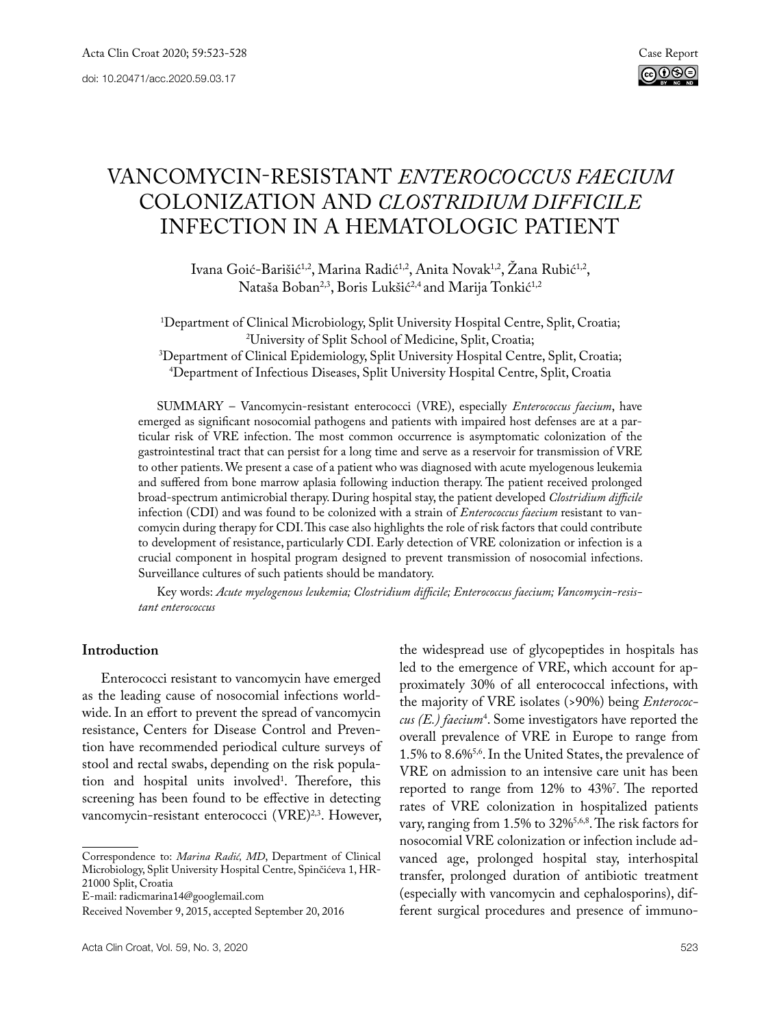# VANCOMYCIN-RESISTANT *ENTEROCOCCUS FAECIUM* COLONIZATION AND *CLOSTRIDIUM DIFFICILE* INFECTION IN A HEMATOLOGIC PATIENT

Ivana Goić-Barišić[1,2], Marina Radić[1,2], Anita Novak[1,2], Žana Rubić[1,2], Nataša Boban[2,3], Boris Lukšić[2,4] and Marija Tonkić[1,2]

[1]Department of Clinical Microbiology, Split University Hospital Centre, Split, Croatia;
[2]University of Split School of Medicine, Split, Croatia;
[3]Department of Clinical Epidemiology, Split University Hospital Centre, Split, Croatia;
[4]Department of Infectious Diseases, Split University Hospital Centre, Split, Croatia

SUMMARY – Vancomycin-resistant enterococci (VRE), especially *Enterococcus faecium*, have emerged as significant nosocomial pathogens and patients with impaired host defenses are at a particular risk of VRE infection. The most common occurrence is asymptomatic colonization of the gastrointestinal tract that can persist for a long time and serve as a reservoir for transmission of VRE to other patients. We present a case of a patient who was diagnosed with acute myelogenous leukemia and suffered from bone marrow aplasia following induction therapy. The patient received prolonged broad-spectrum antimicrobial therapy. During hospital stay, the patient developed *Clostridium difficile* infection (CDI) and was found to be colonized with a strain of *Enterococcus faecium* resistant to vancomycin during therapy for CDI. This case also highlights the role of risk factors that could contribute to development of resistance, particularly CDI. Early detection of VRE colonization or infection is a crucial component in hospital program designed to prevent transmission of nosocomial infections. Surveillance cultures of such patients should be mandatory.

Key words: *Acute myelogenous leukemia; Clostridium difficile; Enterococcus faecium; Vancomycin-resistant enterococcus*

## Introduction

Enterococci resistant to vancomycin have emerged as the leading cause of nosocomial infections worldwide. In an effort to prevent the spread of vancomycin resistance, Centers for Disease Control and Prevention have recommended periodical culture surveys of stool and rectal swabs, depending on the risk population and hospital units involved[1]. Therefore, this screening has been found to be effective in detecting vancomycin-resistant enterococci (VRE)[2,3]. However, the widespread use of glycopeptides in hospitals has led to the emergence of VRE, which account for approximately 30% of all enterococcal infections, with the majority of VRE isolates (>90%) being *Enterococcus (E.) faecium*[4]. Some investigators have reported the overall prevalence of VRE in Europe to range from 1.5% to 8.6%[5,6]. In the United States, the prevalence of VRE on admission to an intensive care unit has been reported to range from 12% to 43%[7]. The reported rates of VRE colonization in hospitalized patients vary, ranging from 1.5% to 32%[5,6,8]. The risk factors for nosocomial VRE colonization or infection include advanced age, prolonged hospital stay, interhospital transfer, prolonged duration of antibiotic treatment (especially with vancomycin and cephalosporins), different surgical procedures and presence of immuno-

Correspondence to: *Marina Radić, MD*, Department of Clinical Microbiology, Split University Hospital Centre, Spinčićeva 1, HR-21000 Split, Croatia
E-mail: radicmarina14@googlemail.com

Received November 9, 2015, accepted September 20, 2016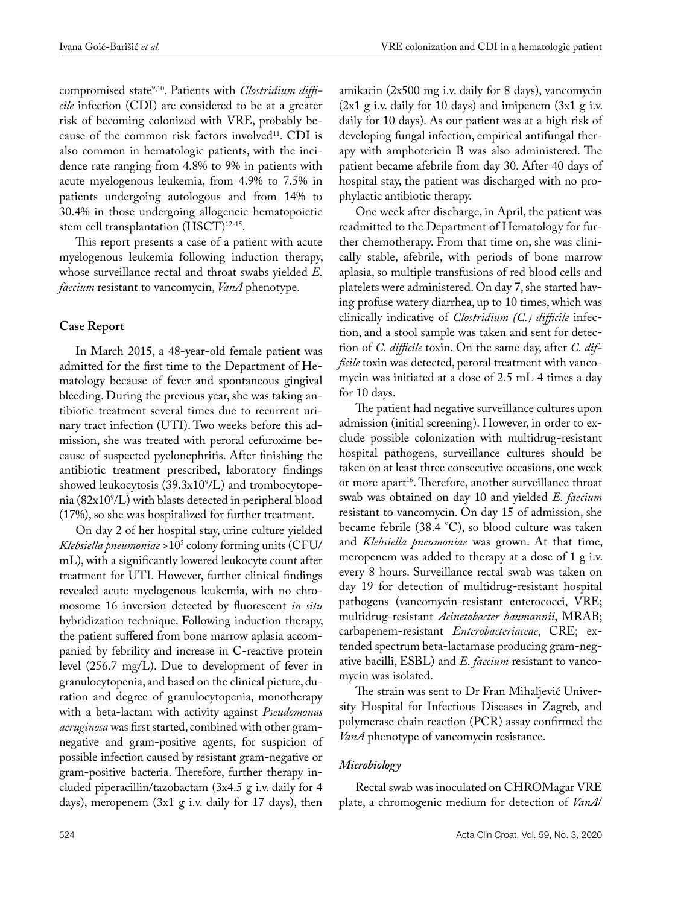compromised state[9,10]. Patients with *Clostridium difficile* infection (CDI) are considered to be at a greater risk of becoming colonized with VRE, probably because of the common risk factors involved[11]. CDI is also common in hematologic patients, with the incidence rate ranging from 4.8% to 9% in patients with acute myelogenous leukemia, from 4.9% to 7.5% in patients undergoing autologous and from 14% to 30.4% in those undergoing allogeneic hematopoietic stem cell transplantation (HSCT)[12-15].

This report presents a case of a patient with acute myelogenous leukemia following induction therapy, whose surveillance rectal and throat swabs yielded *E. faecium* resistant to vancomycin, *VanA* phenotype.

## Case Report

In March 2015, a 48-year-old female patient was admitted for the first time to the Department of Hematology because of fever and spontaneous gingival bleeding. During the previous year, she was taking antibiotic treatment several times due to recurrent urinary tract infection (UTI). Two weeks before this admission, she was treated with peroral cefuroxime because of suspected pyelonephritis. After finishing the antibiotic treatment prescribed, laboratory findings showed leukocytosis ($39.3x10^9$/L) and trombocytopenia ($82x10^9$/L) with blasts detected in peripheral blood (17%), so she was hospitalized for further treatment.

On day 2 of her hospital stay, urine culture yielded *Klebsiella pneumoniae* >$10^5$ colony forming units (CFU/mL), with a significantly lowered leukocyte count after treatment for UTI. However, further clinical findings revealed acute myelogenous leukemia, with no chromosome 16 inversion detected by fluorescent *in situ* hybridization technique. Following induction therapy, the patient suffered from bone marrow aplasia accompanied by febrility and increase in C-reactive protein level (256.7 mg/L). Due to development of fever in granulocytopenia, and based on the clinical picture, duration and degree of granulocytopenia, monotherapy with a beta-lactam with activity against *Pseudomonas aeruginosa* was first started, combined with other gram-negative and gram-positive agents, for suspicion of possible infection caused by resistant gram-negative or gram-positive bacteria. Therefore, further therapy included piperacillin/tazobactam (3x4.5 g i.v. daily for 4 days), meropenem (3x1 g i.v. daily for 17 days), then amikacin (2x500 mg i.v. daily for 8 days), vancomycin (2x1 g i.v. daily for 10 days) and imipenem (3x1 g i.v. daily for 10 days). As our patient was at a high risk of developing fungal infection, empirical antifungal therapy with amphotericin B was also administered. The patient became afebrile from day 30. After 40 days of hospital stay, the patient was discharged with no prophylactic antibiotic therapy.

One week after discharge, in April, the patient was readmitted to the Department of Hematology for further chemotherapy. From that time on, she was clinically stable, afebrile, with periods of bone marrow aplasia, so multiple transfusions of red blood cells and platelets were administered. On day 7, she started having profuse watery diarrhea, up to 10 times, which was clinically indicative of *Clostridium (C.) difficile* infection, and a stool sample was taken and sent for detection of *C. difficile* toxin. On the same day, after *C. difficile* toxin was detected, peroral treatment with vancomycin was initiated at a dose of 2.5 mL 4 times a day for 10 days.

The patient had negative surveillance cultures upon admission (initial screening). However, in order to exclude possible colonization with multidrug-resistant hospital pathogens, surveillance cultures should be taken on at least three consecutive occasions, one week or more apart[16]. Therefore, another surveillance throat swab was obtained on day 10 and yielded *E. faecium* resistant to vancomycin. On day 15 of admission, she became febrile (38.4 °C), so blood culture was taken and *Klebsiella pneumoniae* was grown. At that time, meropenem was added to therapy at a dose of 1 g i.v. every 8 hours. Surveillance rectal swab was taken on day 19 for detection of multidrug-resistant hospital pathogens (vancomycin-resistant enterococci, VRE; multidrug-resistant *Acinetobacter baumannii*, MRAB; carbapenem-resistant *Enterobacteriaceae*, CRE; extended spectrum beta-lactamase producing gram-negative bacilli, ESBL) and *E. faecium* resistant to vancomycin was isolated.

The strain was sent to Dr Fran Mihaljević University Hospital for Infectious Diseases in Zagreb, and polymerase chain reaction (PCR) assay confirmed the *VanA* phenotype of vancomycin resistance.

### *Microbiology*

Rectal swab was inoculated on CHROMagar VRE plate, a chromogenic medium for detection of *VanA*/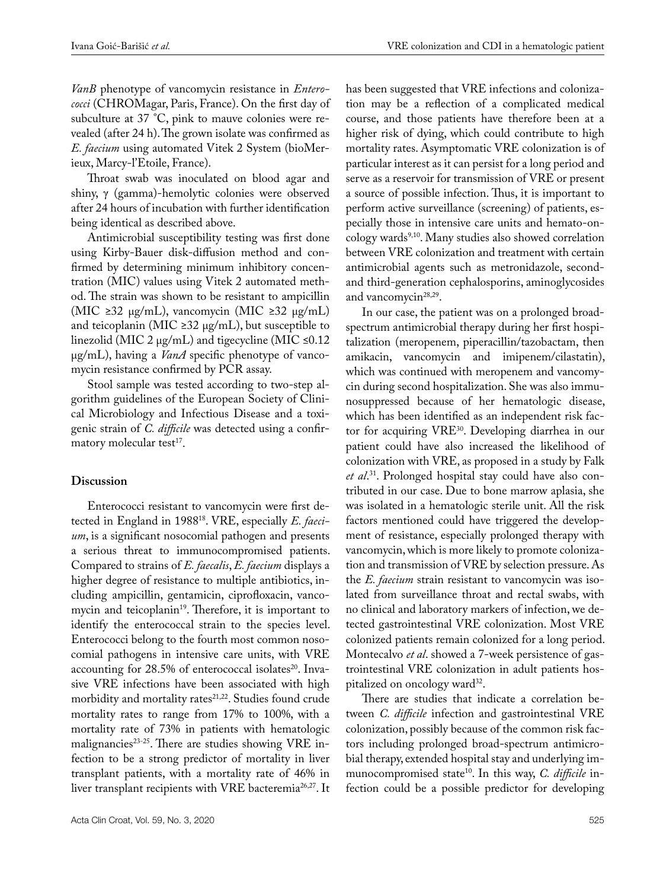*VanB* phenotype of vancomycin resistance in *Enterococci* (CHROMagar, Paris, France). On the first day of subculture at 37 °C, pink to mauve colonies were revealed (after 24 h). The grown isolate was confirmed as *E. faecium* using automated Vitek 2 System (bioMerieux, Marcy-l'Etoile, France).

Throat swab was inoculated on blood agar and shiny, γ (gamma)-hemolytic colonies were observed after 24 hours of incubation with further identification being identical as described above.

Antimicrobial susceptibility testing was first done using Kirby-Bauer disk-diffusion method and confirmed by determining minimum inhibitory concentration (MIC) values using Vitek 2 automated method. The strain was shown to be resistant to ampicillin (MIC ≥32 μg/mL), vancomycin (MIC ≥32 μg/mL) and teicoplanin (MIC ≥32 μg/mL), but susceptible to linezolid (MIC 2 μg/mL) and tigecycline (MIC ≤0.12 μg/mL), having a *VanA* specific phenotype of vancomycin resistance confirmed by PCR assay.

Stool sample was tested according to two-step algorithm guidelines of the European Society of Clinical Microbiology and Infectious Disease and a toxigenic strain of *C. difficile* was detected using a confirmatory molecular test[17].

## Discussion

Enterococci resistant to vancomycin were first detected in England in 1988[18]. VRE, especially *E. faecium*, is a significant nosocomial pathogen and presents a serious threat to immunocompromised patients. Compared to strains of *E. faecalis*, *E. faecium* displays a higher degree of resistance to multiple antibiotics, including ampicillin, gentamicin, ciprofloxacin, vancomycin and teicoplanin[19]. Therefore, it is important to identify the enterococcal strain to the species level. Enterococci belong to the fourth most common nosocomial pathogens in intensive care units, with VRE accounting for 28.5% of enterococcal isolates[20]. Invasive VRE infections have been associated with high morbidity and mortality rates[21,22]. Studies found crude mortality rates to range from 17% to 100%, with a mortality rate of 73% in patients with hematologic malignancies[23-25]. There are studies showing VRE infection to be a strong predictor of mortality in liver transplant patients, with a mortality rate of 46% in liver transplant recipients with VRE bacteremia[26,27]. It has been suggested that VRE infections and colonization may be a reflection of a complicated medical course, and those patients have therefore been at a higher risk of dying, which could contribute to high mortality rates. Asymptomatic VRE colonization is of particular interest as it can persist for a long period and serve as a reservoir for transmission of VRE or present a source of possible infection. Thus, it is important to perform active surveillance (screening) of patients, especially those in intensive care units and hemato-oncology wards[9,10]. Many studies also showed correlation between VRE colonization and treatment with certain antimicrobial agents such as metronidazole, second- and third-generation cephalosporins, aminoglycosides and vancomycin[28,29].

In our case, the patient was on a prolonged broad-spectrum antimicrobial therapy during her first hospitalization (meropenem, piperacillin/tazobactam, then amikacin, vancomycin and imipenem/cilastatin), which was continued with meropenem and vancomycin during second hospitalization. She was also immunosuppressed because of her hematologic disease, which has been identified as an independent risk factor for acquiring VRE[30]. Developing diarrhea in our patient could have also increased the likelihood of colonization with VRE, as proposed in a study by Falk *et al*.[31]. Prolonged hospital stay could have also contributed in our case. Due to bone marrow aplasia, she was isolated in a hematologic sterile unit. All the risk factors mentioned could have triggered the development of resistance, especially prolonged therapy with vancomycin, which is more likely to promote colonization and transmission of VRE by selection pressure. As the *E. faecium* strain resistant to vancomycin was isolated from surveillance throat and rectal swabs, with no clinical and laboratory markers of infection, we detected gastrointestinal VRE colonization. Most VRE colonized patients remain colonized for a long period. Montecalvo *et al*. showed a 7-week persistence of gastrointestinal VRE colonization in adult patients hospitalized on oncology ward[32].

There are studies that indicate a correlation between *C. difficile* infection and gastrointestinal VRE colonization, possibly because of the common risk factors including prolonged broad-spectrum antimicrobial therapy, extended hospital stay and underlying immunocompromised state[10]. In this way, *C. difficile* infection could be a possible predictor for developing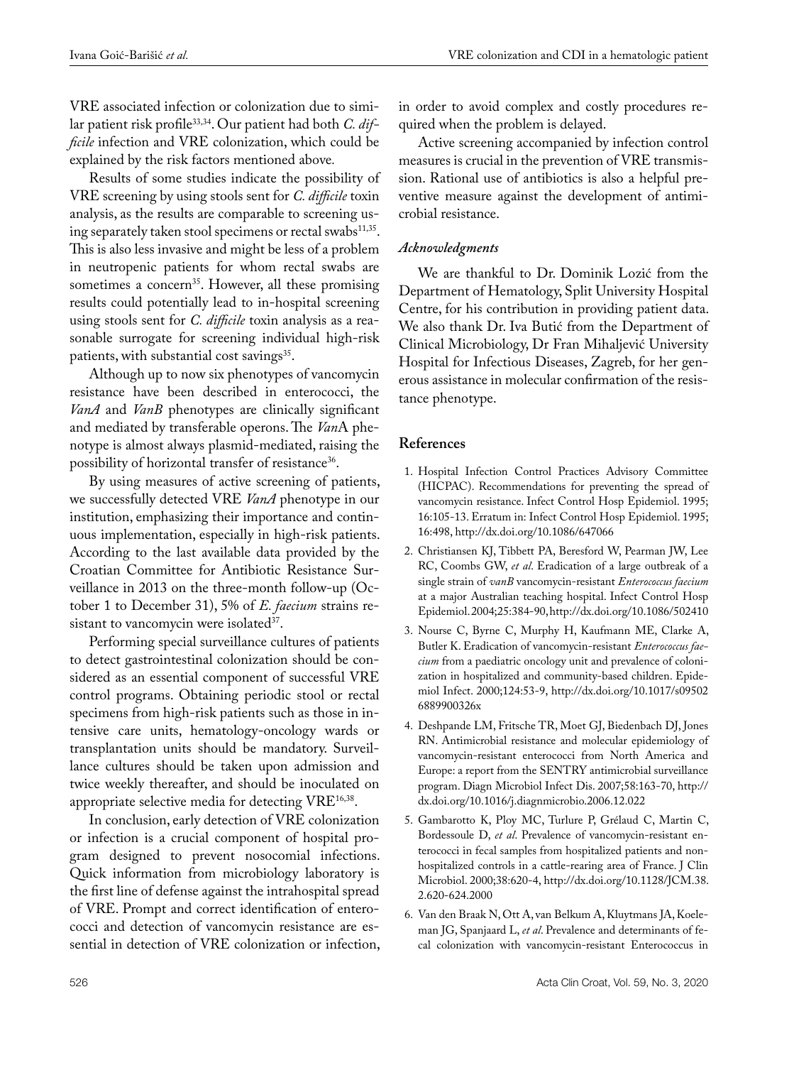VRE associated infection or colonization due to similar patient risk profile[33,34]. Our patient had both *C. difficile* infection and VRE colonization, which could be explained by the risk factors mentioned above.

Results of some studies indicate the possibility of VRE screening by using stools sent for *C. difficile* toxin analysis, as the results are comparable to screening using separately taken stool specimens or rectal swabs[11,35]. This is also less invasive and might be less of a problem in neutropenic patients for whom rectal swabs are sometimes a concern[35]. However, all these promising results could potentially lead to in-hospital screening using stools sent for *C. difficile* toxin analysis as a reasonable surrogate for screening individual high-risk patients, with substantial cost savings[35].

Although up to now six phenotypes of vancomycin resistance have been described in enterococci, the *VanA* and *VanB* phenotypes are clinically significant and mediated by transferable operons. The *Van*A phenotype is almost always plasmid-mediated, raising the possibility of horizontal transfer of resistance[36].

By using measures of active screening of patients, we successfully detected VRE *VanA* phenotype in our institution, emphasizing their importance and continuous implementation, especially in high-risk patients. According to the last available data provided by the Croatian Committee for Antibiotic Resistance Surveillance in 2013 on the three-month follow-up (October 1 to December 31), 5% of *E. faecium* strains resistant to vancomycin were isolated[37].

Performing special surveillance cultures of patients to detect gastrointestinal colonization should be considered as an essential component of successful VRE control programs. Obtaining periodic stool or rectal specimens from high-risk patients such as those in intensive care units, hematology-oncology wards or transplantation units should be mandatory. Surveillance cultures should be taken upon admission and twice weekly thereafter, and should be inoculated on appropriate selective media for detecting VRE[16,38].

In conclusion, early detection of VRE colonization or infection is a crucial component of hospital program designed to prevent nosocomial infections. Quick information from microbiology laboratory is the first line of defense against the intrahospital spread of VRE. Prompt and correct identification of enterococci and detection of vancomycin resistance are essential in detection of VRE colonization or infection, in order to avoid complex and costly procedures required when the problem is delayed.

Active screening accompanied by infection control measures is crucial in the prevention of VRE transmission. Rational use of antibiotics is also a helpful preventive measure against the development of antimicrobial resistance.

### *Acknowledgments*

We are thankful to Dr. Dominik Lozić from the Department of Hematology, Split University Hospital Centre, for his contribution in providing patient data. We also thank Dr. Iva Butić from the Department of Clinical Microbiology, Dr Fran Mihaljević University Hospital for Infectious Diseases, Zagreb, for her generous assistance in molecular confirmation of the resistance phenotype.

## References

1. Hospital Infection Control Practices Advisory Committee (HICPAC). Recommendations for preventing the spread of vancomycin resistance. Infect Control Hosp Epidemiol. 1995; 16:105-13. Erratum in: Infect Control Hosp Epidemiol. 1995; 16:498, http://dx.doi.org/10.1086/647066
2. Christiansen KJ, Tibbett PA, Beresford W, Pearman JW, Lee RC, Coombs GW, *et al*. Eradication of a large outbreak of a single strain of *vanB* vancomycin-resistant *Enterococcus faecium* at a major Australian teaching hospital. Infect Control Hosp Epidemiol. 2004;25:384-90, http://dx.doi.org/10.1086/502410
3. Nourse C, Byrne C, Murphy H, Kaufmann ME, Clarke A, Butler K. Eradication of vancomycin-resistant *Enterococcus faecium* from a paediatric oncology unit and prevalence of colonization in hospitalized and community-based children. Epidemiol Infect. 2000;124:53-9, http://dx.doi.org/10.1017/s0950268899003266x
4. Deshpande LM, Fritsche TR, Moet GJ, Biedenbach DJ, Jones RN. Antimicrobial resistance and molecular epidemiology of vancomycin-resistant enterococci from North America and Europe: a report from the SENTRY antimicrobial surveillance program. Diagn Microbiol Infect Dis. 2007;58:163-70, http://dx.doi.org/10.1016/j.diagnmicrobio.2006.12.022
5. Gambarotto K, Ploy MC, Turlure P, Grélaud C, Martin C, Bordessoule D, *et al*. Prevalence of vancomycin-resistant enterococci in fecal samples from hospitalized patients and nonhospitalized controls in a cattle-rearing area of France. J Clin Microbiol. 2000;38:620-4, http://dx.doi.org/10.1128/JCM.38.2.620-624.2000
6. Van den Braak N, Ott A, van Belkum A, Kluytmans JA, Koeleman JG, Spanjaard L, *et al*. Prevalence and determinants of fecal colonization with vancomycin-resistant Enterococcus in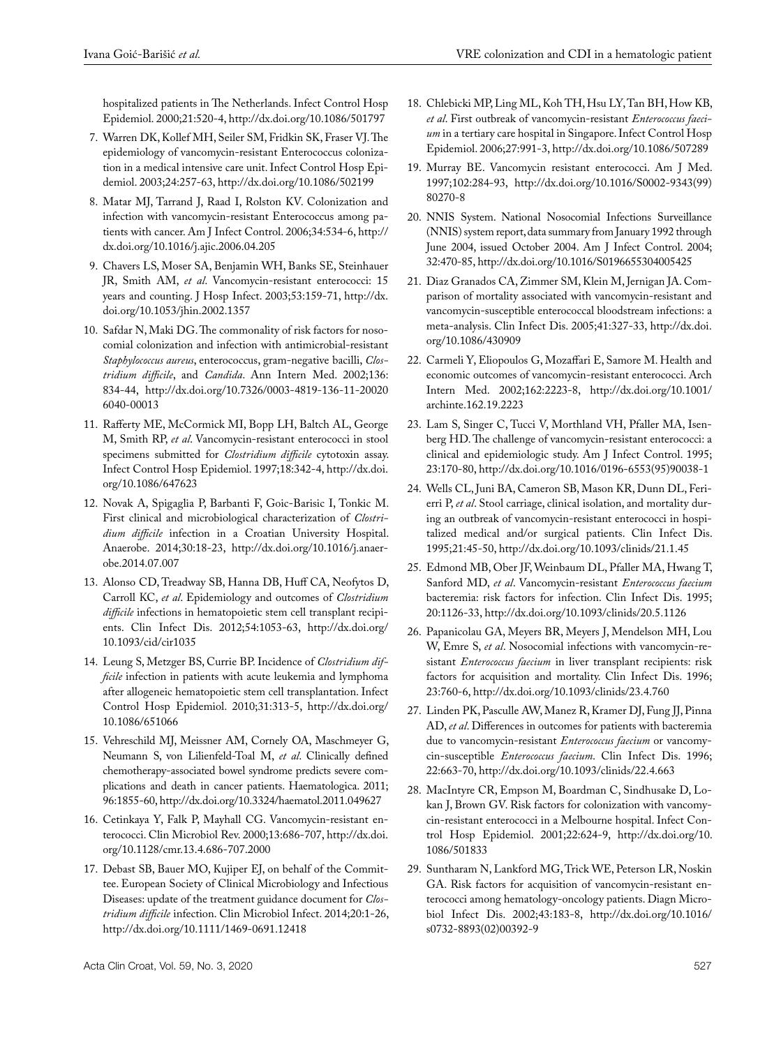hospitalized patients in The Netherlands. Infect Control Hosp Epidemiol. 2000;21:520-4, http://dx.doi.org/10.1086/501797

7. Warren DK, Kollef MH, Seiler SM, Fridkin SK, Fraser VJ. The epidemiology of vancomycin-resistant Enterococcus colonization in a medical intensive care unit. Infect Control Hosp Epidemiol. 2003;24:257-63, http://dx.doi.org/10.1086/502199
8. Matar MJ, Tarrand J, Raad I, Rolston KV. Colonization and infection with vancomycin-resistant Enterococcus among patients with cancer. Am J Infect Control. 2006;34:534-6, http://dx.doi.org/10.1016/j.ajic.2006.04.205
9. Chavers LS, Moser SA, Benjamin WH, Banks SE, Steinhauer JR, Smith AM, *et al*. Vancomycin-resistant enterococci: 15 years and counting. J Hosp Infect. 2003;53:159-71, http://dx.doi.org/10.1053/jhin.2002.1357
10. Safdar N, Maki DG. The commonality of risk factors for nosocomial colonization and infection with antimicrobial-resistant *Staphylococcus aureus*, enterococcus, gram-negative bacilli, *Clostridium difficile*, and *Candida*. Ann Intern Med. 2002;136:834-44, http://dx.doi.org/10.7326/0003-4819-136-11-200206040-00013
11. Rafferty ME, McCormick MI, Bopp LH, Baltch AL, George M, Smith RP, *et al*. Vancomycin-resistant enterococci in stool specimens submitted for *Clostridium difficile* cytotoxin assay. Infect Control Hosp Epidemiol. 1997;18:342-4, http://dx.doi.org/10.1086/647623
12. Novak A, Spigaglia P, Barbanti F, Goic-Barisic I, Tonkic M. First clinical and microbiological characterization of *Clostridium difficile* infection in a Croatian University Hospital. Anaerobe. 2014;30:18-23, http://dx.doi.org/10.1016/j.anaerobe.2014.07.007
13. Alonso CD, Treadway SB, Hanna DB, Huff CA, Neofytos D, Carroll KC, *et al*. Epidemiology and outcomes of *Clostridium difficile* infections in hematopoietic stem cell transplant recipients. Clin Infect Dis. 2012;54:1053-63, http://dx.doi.org/10.1093/cid/cir1035
14. Leung S, Metzger BS, Currie BP. Incidence of *Clostridium difficile* infection in patients with acute leukemia and lymphoma after allogeneic hematopoietic stem cell transplantation. Infect Control Hosp Epidemiol. 2010;31:313-5, http://dx.doi.org/10.1086/651066
15. Vehreschild MJ, Meissner AM, Cornely OA, Maschmeyer G, Neumann S, von Lilienfeld-Toal M, *et al*. Clinically defined chemotherapy-associated bowel syndrome predicts severe complications and death in cancer patients. Haematologica. 2011;96:1855-60, http://dx.doi.org/10.3324/haematol.2011.049627
16. Cetinkaya Y, Falk P, Mayhall CG. Vancomycin-resistant enterococci. Clin Microbiol Rev. 2000;13:686-707, http://dx.doi.org/10.1128/cmr.13.4.686-707.2000
17. Debast SB, Bauer MO, Kujiper EJ, on behalf of the Committee. European Society of Clinical Microbiology and Infectious Diseases: update of the treatment guidance document for *Clostridium difficile* infection. Clin Microbiol Infect. 2014;20:1-26, http://dx.doi.org/10.1111/1469-0691.12418
18. Chlebicki MP, Ling ML, Koh TH, Hsu LY, Tan BH, How KB, *et al*. First outbreak of vancomycin-resistant *Enterococcus faecium* in a tertiary care hospital in Singapore. Infect Control Hosp Epidemiol. 2006;27:991-3, http://dx.doi.org/10.1086/507289
19. Murray BE. Vancomycin resistant enterococci. Am J Med. 1997;102:284-93, http://dx.doi.org/10.1016/S0002-9343(99)80270-8
20. NNIS System. National Nosocomial Infections Surveillance (NNIS) system report, data summary from January 1992 through June 2004, issued October 2004. Am J Infect Control. 2004;32:470-85, http://dx.doi.org/10.1016/S0196655304005425
21. Diaz Granados CA, Zimmer SM, Klein M, Jernigan JA. Comparison of mortality associated with vancomycin-resistant and vancomycin-susceptible enterococcal bloodstream infections: a meta-analysis. Clin Infect Dis. 2005;41:327-33, http://dx.doi.org/10.1086/430909
22. Carmeli Y, Eliopoulos G, Mozaffari E, Samore M. Health and economic outcomes of vancomycin-resistant enterococci. Arch Intern Med. 2002;162:2223-8, http://dx.doi.org/10.1001/archinte.162.19.2223
23. Lam S, Singer C, Tucci V, Morthland VH, Pfaller MA, Isenberg HD. The challenge of vancomycin-resistant enterococci: a clinical and epidemiologic study. Am J Infect Control. 1995;23:170-80, http://dx.doi.org/10.1016/0196-6553(95)90038-1
24. Wells CL, Juni BA, Cameron SB, Mason KR, Dunn DL, Ferierri P, *et al*. Stool carriage, clinical isolation, and mortality during an outbreak of vancomycin-resistant enterococci in hospitalized medical and/or surgical patients. Clin Infect Dis. 1995;21:45-50, http://dx.doi.org/10.1093/clinids/21.1.45
25. Edmond MB, Ober JF, Weinbaum DL, Pfaller MA, Hwang T, Sanford MD, *et al*. Vancomycin-resistant *Enterococcus faecium* bacteremia: risk factors for infection. Clin Infect Dis. 1995;20:1126-33, http://dx.doi.org/10.1093/clinids/20.5.1126
26. Papanicolau GA, Meyers BR, Meyers J, Mendelson MH, Lou W, Emre S, *et al*. Nosocomial infections with vancomycin-resistant *Enterococcus faecium* in liver transplant recipients: risk factors for acquisition and mortality. Clin Infect Dis. 1996;23:760-6, http://dx.doi.org/10.1093/clinids/23.4.760
27. Linden PK, Pasculle AW, Manez R, Kramer DJ, Fung JJ, Pinna AD, *et al*. Differences in outcomes for patients with bacteremia due to vancomycin-resistant *Enterococcus faecium* or vancomycin-susceptible *Enterococcus faecium*. Clin Infect Dis. 1996;22:663-70, http://dx.doi.org/10.1093/clinids/22.4.663
28. MacIntyre CR, Empson M, Boardman C, Sindhusake D, Lokan J, Brown GV. Risk factors for colonization with vancomycin-resistant enterococci in a Melbourne hospital. Infect Control Hosp Epidemiol. 2001;22:624-9, http://dx.doi.org/10.1086/501833
29. Suntharam N, Lankford MG, Trick WE, Peterson LR, Noskin GA. Risk factors for acquisition of vancomycin-resistant enterococci among hematology-oncology patients. Diagn Microbiol Infect Dis. 2002;43:183-8, http://dx.doi.org/10.1016/s0732-8893(02)00392-9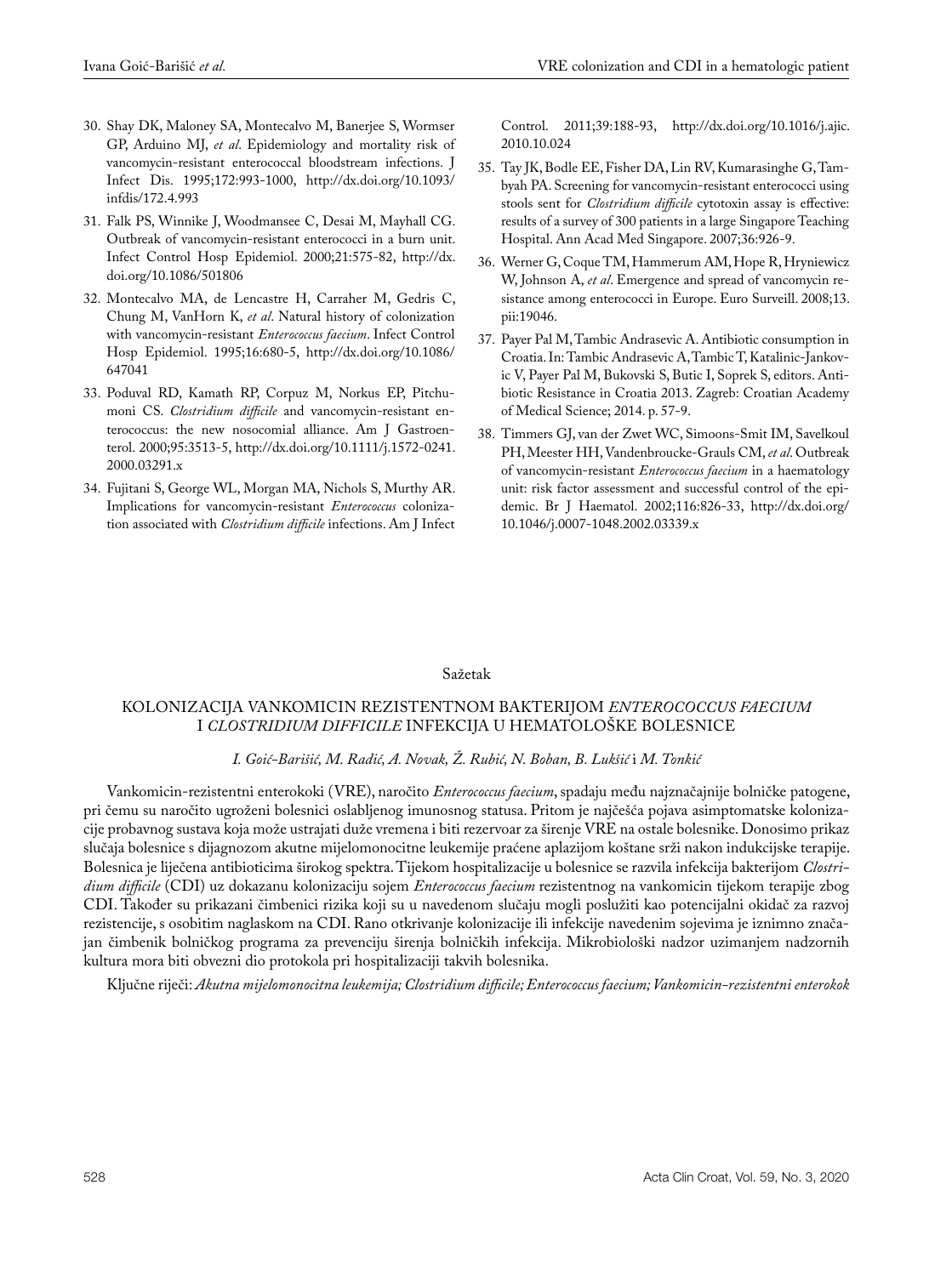30. Shay DK, Maloney SA, Montecalvo M, Banerjee S, Wormser GP, Arduino MJ, *et al*. Epidemiology and mortality risk of vancomycin-resistant enterococcal bloodstream infections. J Infect Dis. 1995;172:993-1000, http://dx.doi.org/10.1093/infdis/172.4.993
31. Falk PS, Winnike J, Woodmansee C, Desai M, Mayhall CG. Outbreak of vancomycin-resistant enterococci in a burn unit. Infect Control Hosp Epidemiol. 2000;21:575-82, http://dx.doi.org/10.1086/501806
32. Montecalvo MA, de Lencastre H, Carraher M, Gedris C, Chung M, VanHorn K, *et al*. Natural history of colonization with vancomycin-resistant *Enterococcus faecium*. Infect Control Hosp Epidemiol. 1995;16:680-5, http://dx.doi.org/10.1086/647041
33. Poduval RD, Kamath RP, Corpuz M, Norkus EP, Pitchumoni CS. *Clostridium difficile* and vancomycin-resistant enterococcus: the new nosocomial alliance. Am J Gastroenterol. 2000;95:3513-5, http://dx.doi.org/10.1111/j.1572-0241.2000.03291.x
34. Fujitani S, George WL, Morgan MA, Nichols S, Murthy AR. Implications for vancomycin-resistant *Enterococcus* colonization associated with *Clostridium difficile* infections. Am J Infect Control. 2011;39:188-93, http://dx.doi.org/10.1016/j.ajic.2010.10.024
35. Tay JK, Bodle EE, Fisher DA, Lin RV, Kumarasinghe G, Tambyah PA. Screening for vancomycin-resistant enterococci using stools sent for *Clostridium difficile* cytotoxin assay is effective: results of a survey of 300 patients in a large Singapore Teaching Hospital. Ann Acad Med Singapore. 2007;36:926-9.
36. Werner G, Coque TM, Hammerum AM, Hope R, Hryniewicz W, Johnson A, *et al*. Emergence and spread of vancomycin resistance among enterococci in Europe. Euro Surveill. 2008;13. pii:19046.
37. Payer Pal M, Tambic Andrasevic A. Antibiotic consumption in Croatia. In: Tambic Andrasevic A, Tambic T, Katalinic-Jankovic V, Payer Pal M, Bukovski S, Butic I, Soprek S, editors. Antibiotic Resistance in Croatia 2013. Zagreb: Croatian Academy of Medical Science; 2014. p. 57-9.
38. Timmers GJ, van der Zwet WC, Simoons-Smit IM, Savelkoul PH, Meester HH, Vandenbroucke-Grauls CM, *et al*. Outbreak of vancomycin-resistant *Enterococcus faecium* in a haematology unit: risk factor assessment and successful control of the epidemic. Br J Haematol. 2002;116:826-33, http://dx.doi.org/10.1046/j.0007-1048.2002.03339.x

## Sažetak

### KOLONIZACIJA VANKOMICIN REZISTENTNOM BAKTERIJOM *ENTEROCOCCUS FAECIUM* I *CLOSTRIDIUM DIFFICILE* INFEKCIJA U HEMATOLOŠKE BOLESNICE

*I. Goić-Barišić, M. Radić, A. Novak, Ž. Rubić, N. Boban, B. Lukšić* i *M. Tonkić*

Vankomicin-rezistentni enterokoki (VRE), naročito *Enterococcus faecium*, spadaju među najznačajnije bolničke patogene, pri čemu su naročito ugroženi bolesnici oslabljenog imunosnog statusa. Pritom je najčešća pojava asimptomatske kolonizacije probavnog sustava koja može ustrajati duže vremena i biti rezervoar za širenje VRE na ostale bolesnike. Donosimo prikaz slučaja bolesnice s dijagnozom akutne mijelomonocitne leukemije praćene aplazijom koštane srži nakon indukcijske terapije. Bolesnica je liječena antibioticima širokog spektra. Tijekom hospitalizacije u bolesnice se razvila infekcija bakterijom *Clostridium difficile* (CDI) uz dokazanu kolonizaciju sojem *Enterococcus faecium* rezistentnog na vankomicin tijekom terapije zbog CDI. Također su prikazani čimbenici rizika koji su u navedenom slučaju mogli poslužiti kao potencijalni okidač za razvoj rezistencije, s osobitim naglaskom na CDI. Rano otkrivanje kolonizacije ili infekcije navedenim sojevima je iznimno značajan čimbenik bolničkog programa za prevenciju širenja bolničkih infekcija. Mikrobiološki nadzor uzimanjem nadzornih kultura mora biti obvezni dio protokola pri hospitalizaciji takvih bolesnika.

Ključne riječi: *Akutna mijelomonocitna leukemija; Clostridium difficile; Enterococcus faecium; Vankomicin-rezistentni enterokok*